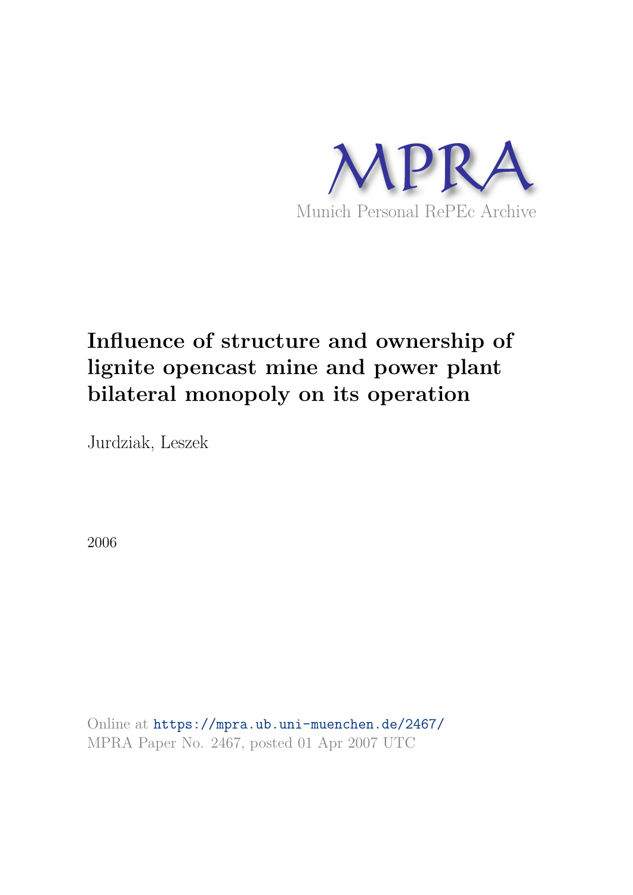MPRA

Munich Personal RePEc Archive

# Influence of structure and ownership of lignite opencast mine and power plant bilateral monopoly on its operation

Jurdziak, Leszek

2006

Online at https://mpra.ub.uni-muenchen.de/2467/
MPRA Paper No. 2467, posted 01 Apr 2007 UTC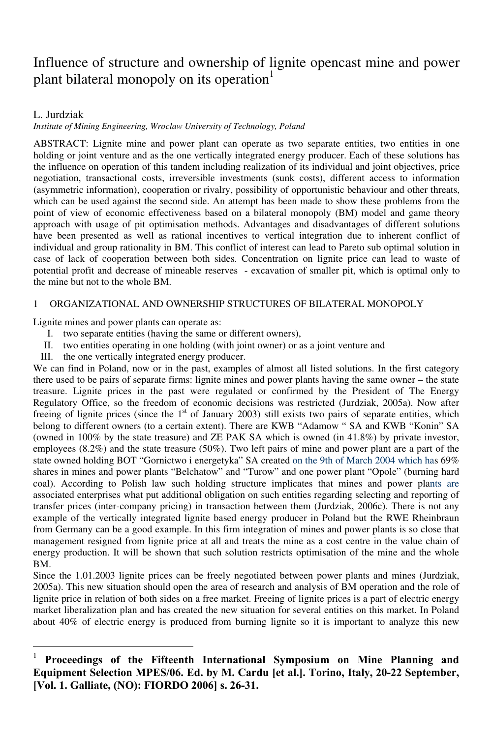# Influence of structure and ownership of lignite opencast mine and power plant bilateral monopoly on its operation[1]

L. Jurdziak

*Institute of Mining Engineering, Wroclaw University of Technology, Poland*

ABSTRACT: Lignite mine and power plant can operate as two separate entities, two entities in one holding or joint venture and as the one vertically integrated energy producer. Each of these solutions has the influence on operation of this tandem including realization of its individual and joint objectives, price negotiation, transactional costs, irreversible investments (sunk costs), different access to information (asymmetric information), cooperation or rivalry, possibility of opportunistic behaviour and other threats, which can be used against the second side. An attempt has been made to show these problems from the point of view of economic effectiveness based on a bilateral monopoly (BM) model and game theory approach with usage of pit optimisation methods. Advantages and disadvantages of different solutions have been presented as well as rational incentives to vertical integration due to inherent conflict of individual and group rationality in BM. This conflict of interest can lead to Pareto sub optimal solution in case of lack of cooperation between both sides. Concentration on lignite price can lead to waste of potential profit and decrease of mineable reserves - excavation of smaller pit, which is optimal only to the mine but not to the whole BM.

## 1 ORGANIZATIONAL AND OWNERSHIP STRUCTURES OF BILATERAL MONOPOLY

Lignite mines and power plants can operate as:

I. two separate entities (having the same or different owners),
II. two entities operating in one holding (with joint owner) or as a joint venture and
III. the one vertically integrated energy producer.

We can find in Poland, now or in the past, examples of almost all listed solutions. In the first category there used to be pairs of separate firms: lignite mines and power plants having the same owner – the state treasure. Lignite prices in the past were regulated or confirmed by the President of The Energy Regulatory Office, so the freedom of economic decisions was restricted (Jurdziak, 2005a). Now after freeing of lignite prices (since the 1st of January 2003) still exists two pairs of separate entities, which belong to different owners (to a certain extent). There are KWB "Adamow" SA and KWB "Konin" SA (owned in 100% by the state treasure) and ZE PAK SA which is owned (in 41.8%) by private investor, employees (8.2%) and the state treasure (50%). Two left pairs of mine and power plant are a part of the state owned holding BOT "Gornictwo i energetyka" SA created on the 9th of March 2004 which has 69% shares in mines and power plants "Belchatow" and "Turow" and one power plant "Opole" (burning hard coal). According to Polish law such holding structure implicates that mines and power plants are associated enterprises what put additional obligation on such entities regarding selecting and reporting of transfer prices (inter-company pricing) in transaction between them (Jurdziak, 2006c). There is not any example of the vertically integrated lignite based energy producer in Poland but the RWE Rheinbraun from Germany can be a good example. In this firm integration of mines and power plants is so close that management resigned from lignite price at all and treats the mine as a cost centre in the value chain of energy production. It will be shown that such solution restricts optimisation of the mine and the whole BM.

Since the 1.01.2003 lignite prices can be freely negotiated between power plants and mines (Jurdziak, 2005a). This new situation should open the area of research and analysis of BM operation and the role of lignite price in relation of both sides on a free market. Freeing of lignite prices is a part of electric energy market liberalization plan and has created the new situation for several entities on this market. In Poland about 40% of electric energy is produced from burning lignite so it is important to analyze this new

---

[1] **Proceedings of the Fifteenth International Symposium on Mine Planning and Equipment Selection MPES/06. Ed. by M. Cardu [et al.]. Torino, Italy, 20-22 September, [Vol. 1. Galliate, (NO): FIORDO 2006] s. 26-31.**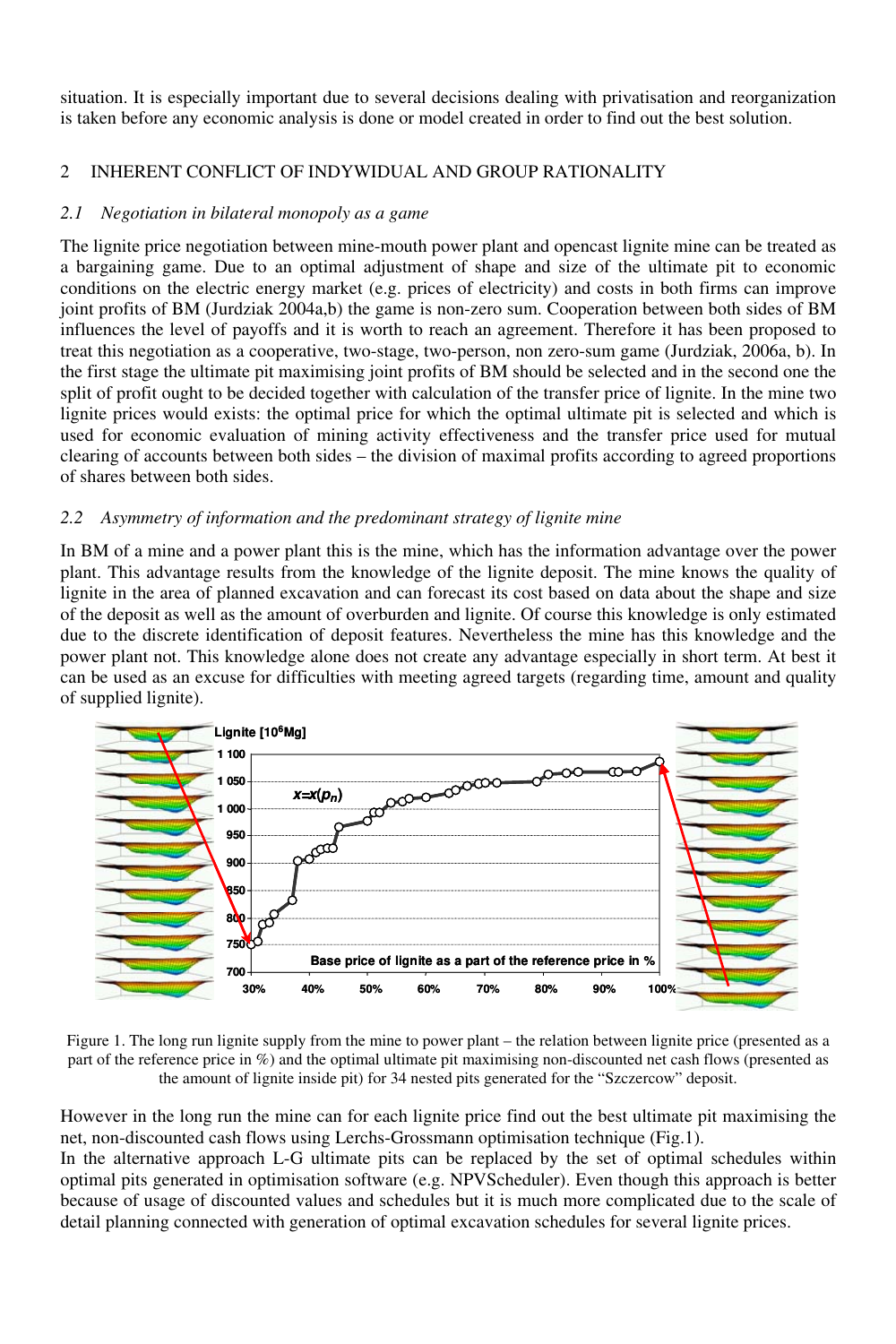situation. It is especially important due to several decisions dealing with privatisation and reorganization is taken before any economic analysis is done or model created in order to find out the best solution.

## 2 INHERENT CONFLICT OF INDYWIDUAL AND GROUP RATIONALITY

### *2.1 Negotiation in bilateral monopoly as a game*

The lignite price negotiation between mine-mouth power plant and opencast lignite mine can be treated as a bargaining game. Due to an optimal adjustment of shape and size of the ultimate pit to economic conditions on the electric energy market (e.g. prices of electricity) and costs in both firms can improve joint profits of BM (Jurdziak 2004a,b) the game is non-zero sum. Cooperation between both sides of BM influences the level of payoffs and it is worth to reach an agreement. Therefore it has been proposed to treat this negotiation as a cooperative, two-stage, two-person, non zero-sum game (Jurdziak, 2006a, b). In the first stage the ultimate pit maximising joint profits of BM should be selected and in the second one the split of profit ought to be decided together with calculation of the transfer price of lignite. In the mine two lignite prices would exists: the optimal price for which the optimal ultimate pit is selected and which is used for economic evaluation of mining activity effectiveness and the transfer price used for mutual clearing of accounts between both sides – the division of maximal profits according to agreed proportions of shares between both sides.

### *2.2 Asymmetry of information and the predominant strategy of lignite mine*

In BM of a mine and a power plant this is the mine, which has the information advantage over the power plant. This advantage results from the knowledge of the lignite deposit. The mine knows the quality of lignite in the area of planned excavation and can forecast its cost based on data about the shape and size of the deposit as well as the amount of overburden and lignite. Of course this knowledge is only estimated due to the discrete identification of deposit features. Nevertheless the mine has this knowledge and the power plant not. This knowledge alone does not create any advantage especially in short term. At best it can be used as an excuse for difficulties with meeting agreed targets (regarding time, amount and quality of supplied lignite).

Figure 1. The long run lignite supply from the mine to power plant – the relation between lignite price (presented as a part of the reference price in %) and the optimal ultimate pit maximising non-discounted net cash flows (presented as the amount of lignite inside pit) for 34 nested pits generated for the "Szczercow" deposit.

However in the long run the mine can for each lignite price find out the best ultimate pit maximising the net, non-discounted cash flows using Lerchs-Grossmann optimisation technique (Fig.1).

In the alternative approach L-G ultimate pits can be replaced by the set of optimal schedules within optimal pits generated in optimisation software (e.g. NPVScheduler). Even though this approach is better because of usage of discounted values and schedules but it is much more complicated due to the scale of detail planning connected with generation of optimal excavation schedules for several lignite prices.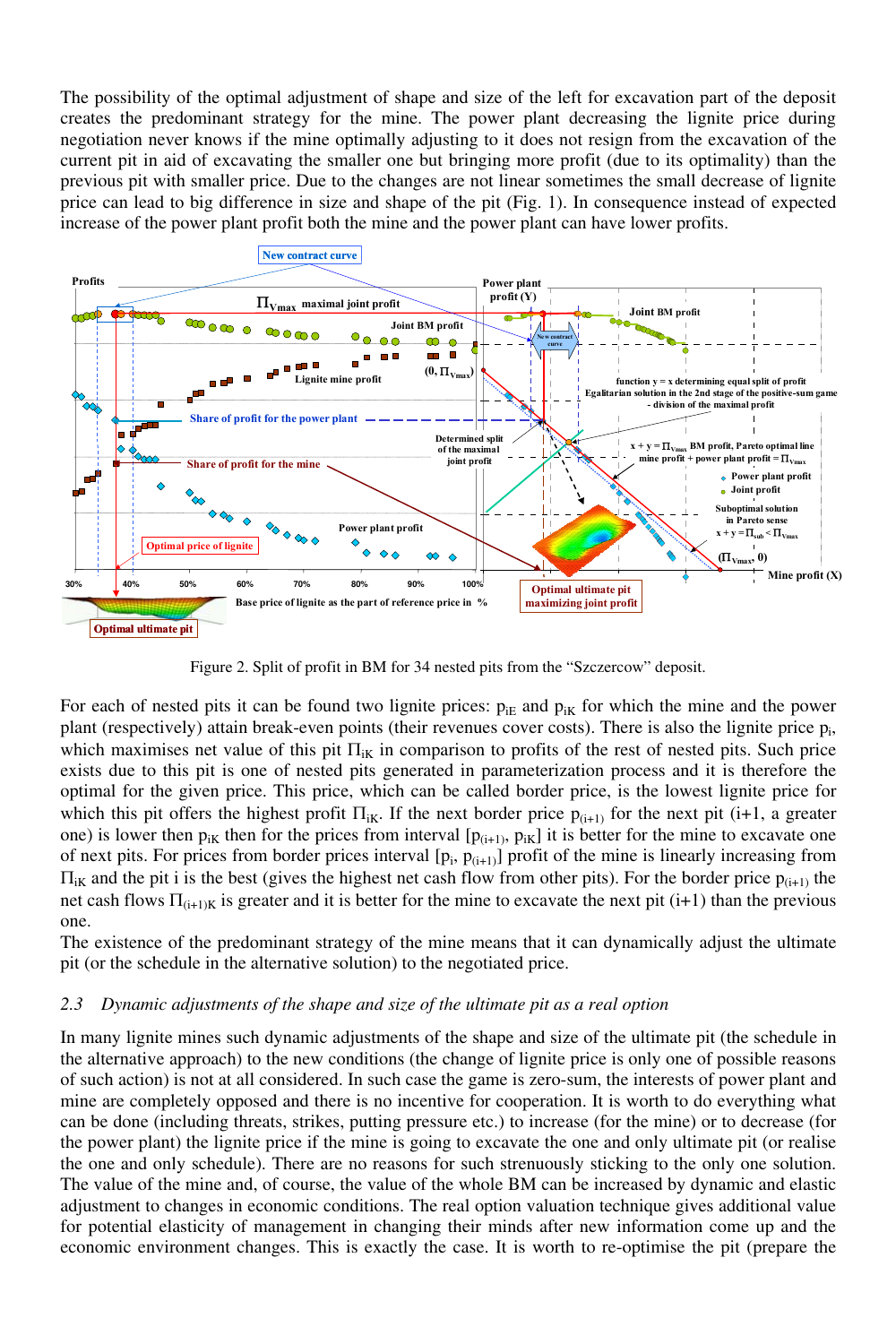The possibility of the optimal adjustment of shape and size of the left for excavation part of the deposit creates the predominant strategy for the mine. The power plant decreasing the lignite price during negotiation never knows if the mine optimally adjusting to it does not resign from the excavation of the current pit in aid of excavating the smaller one but bringing more profit (due to its optimality) than the previous pit with smaller price. Due to the changes are not linear sometimes the small decrease of lignite price can lead to big difference in size and shape of the pit (Fig. 1). In consequence instead of expected increase of the power plant profit both the mine and the power plant can have lower profits.

Figure 2. Split of profit in BM for 34 nested pits from the "Szczercow" deposit.

For each of nested pits it can be found two lignite prices: $p_{iE}$ and $p_{iK}$ for which the mine and the power plant (respectively) attain break-even points (their revenues cover costs). There is also the lignite price $p_i$, which maximises net value of this pit $\Pi_{iK}$ in comparison to profits of the rest of nested pits. Such price exists due to this pit is one of nested pits generated in parameterization process and it is therefore the optimal for the given price. This price, which can be called border price, is the lowest lignite price for which this pit offers the highest profit $\Pi_{iK}$. If the next border price $p_{(i+1)}$ for the next pit (i+1, a greater one) is lower then $p_{iK}$ then for the prices from interval $[p_{(i+1)}, p_{iK}]$ it is better for the mine to excavate one of next pits. For prices from border prices interval $[p_i, p_{(i+1)}]$ profit of the mine is linearly increasing from $\Pi_{iK}$ and the pit i is the best (gives the highest net cash flow from other pits). For the border price $p_{(i+1)}$ the net cash flows $\Pi_{(i+1)K}$ is greater and it is better for the mine to excavate the next pit (i+1) than the previous one.

The existence of the predominant strategy of the mine means that it can dynamically adjust the ultimate pit (or the schedule in the alternative solution) to the negotiated price.

### *2.3 Dynamic adjustments of the shape and size of the ultimate pit as a real option*

In many lignite mines such dynamic adjustments of the shape and size of the ultimate pit (the schedule in the alternative approach) to the new conditions (the change of lignite price is only one of possible reasons of such action) is not at all considered. In such case the game is zero-sum, the interests of power plant and mine are completely opposed and there is no incentive for cooperation. It is worth to do everything what can be done (including threats, strikes, putting pressure etc.) to increase (for the mine) or to decrease (for the power plant) the lignite price if the mine is going to excavate the one and only ultimate pit (or realise the one and only schedule). There are no reasons for such strenuously sticking to the only one solution. The value of the mine and, of course, the value of the whole BM can be increased by dynamic and elastic adjustment to changes in economic conditions. The real option valuation technique gives additional value for potential elasticity of management in changing their minds after new information come up and the economic environment changes. This is exactly the case. It is worth to re-optimise the pit (prepare the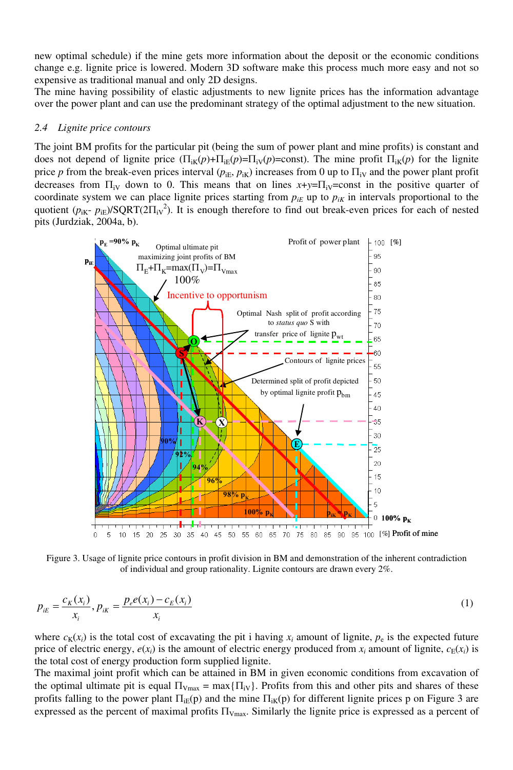new optimal schedule) if the mine gets more information about the deposit or the economic conditions change e.g. lignite price is lowered. Modern 3D software make this process much more easy and not so expensive as traditional manual and only 2D designs.
The mine having possibility of elastic adjustments to new lignite prices has the information advantage over the power plant and can use the predominant strategy of the optimal adjustment to the new situation.

### *2.4 Lignite price contours*

The joint BM profits for the particular pit (being the sum of power plant and mine profits) is constant and does not depend of lignite price ($\Pi_{iK}(p)+\Pi_{iE}(p)=\Pi_{iV}(p)$=const). The mine profit $\Pi_{iK}(p)$ for the lignite price $p$ from the break-even prices interval ($p_{iE}$, $p_{iK}$) increases from 0 up to $\Pi_{iV}$ and the power plant profit decreases from $\Pi_{iV}$ down to 0. This means that on lines $x+y=\Pi_{iV}$=const in the positive quarter of coordinate system we can place lignite prices starting from $p_{iE}$ up to $p_{iK}$ in intervals proportional to the quotient ($p_{iK}$- $p_{iE}$)/SQRT($2\Pi_{iV}^2$). It is enough therefore to find out break-even prices for each of nested pits (Jurdziak, 2004a, b).

Figure 3. Usage of lignite price contours in profit division in BM and demonstration of the inherent contradiction of individual and group rationality. Lignite contours are drawn every 2%.

$$p_{iE} = \frac{c_K(x_i)}{x_i}, p_{iK} = \frac{p_e e(x_i) - c_E(x_i)}{x_i} \tag{1}$$

where $c_K(x_i)$ is the total cost of excavating the pit i having $x_i$ amount of lignite, $p_e$ is the expected future price of electric energy, $e(x_i)$ is the amount of electric energy produced from $x_i$ amount of lignite, $c_E(x_i)$ is the total cost of energy production form supplied lignite.
The maximal joint profit which can be attained in BM in given economic conditions from excavation of the optimal ultimate pit is equal $\Pi_{Vmax}$ = max{$\Pi_{iV}$}. Profits from this and other pits and shares of these profits falling to the power plant $\Pi_{iE}(p)$ and the mine $\Pi_{iK}(p)$ for different lignite prices p on Figure 3 are expressed as the percent of maximal profits $\Pi_{Vmax}$. Similarly the lignite price is expressed as a percent of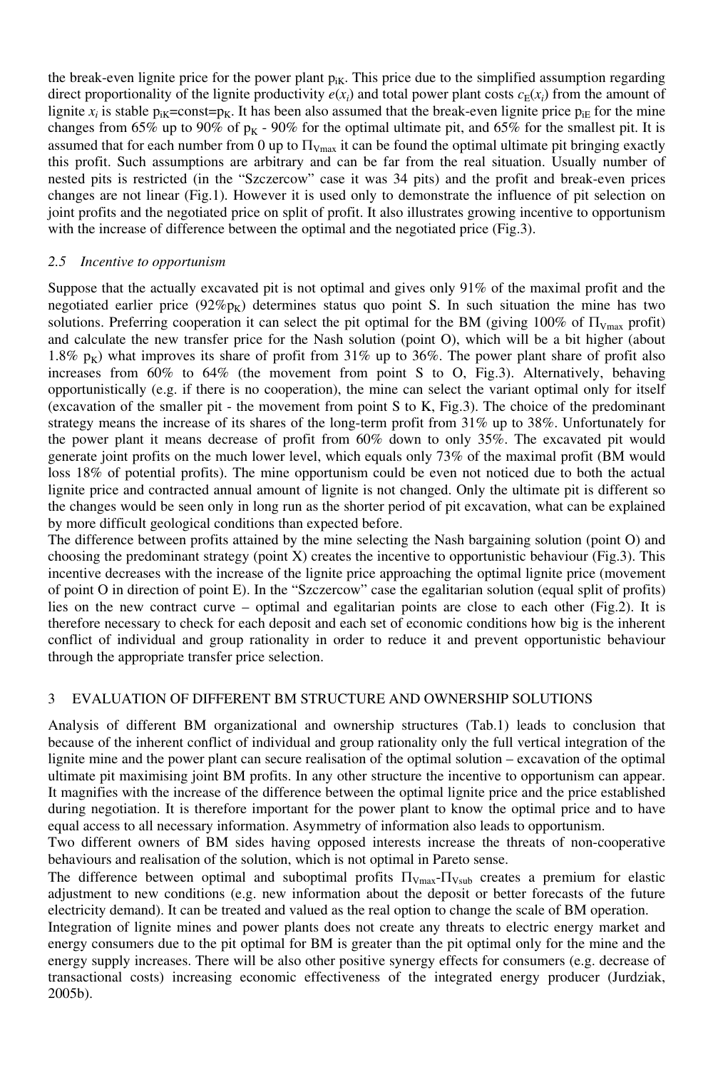the break-even lignite price for the power plant $p_{iK}$. This price due to the simplified assumption regarding direct proportionality of the lignite productivity $e(x_i)$ and total power plant costs $c_E(x_i)$ from the amount of lignite $x_i$ is stable $p_{iK}$=const=$p_K$. It has been also assumed that the break-even lignite price $p_{iE}$ for the mine changes from 65% up to 90% of $p_K$ - 90% for the optimal ultimate pit, and 65% for the smallest pit. It is assumed that for each number from 0 up to $\Pi_{Vmax}$ it can be found the optimal ultimate pit bringing exactly this profit. Such assumptions are arbitrary and can be far from the real situation. Usually number of nested pits is restricted (in the "Szczercow" case it was 34 pits) and the profit and break-even prices changes are not linear (Fig.1). However it is used only to demonstrate the influence of pit selection on joint profits and the negotiated price on split of profit. It also illustrates growing incentive to opportunism with the increase of difference between the optimal and the negotiated price (Fig.3).

### *2.5 Incentive to opportunism*

Suppose that the actually excavated pit is not optimal and gives only 91% of the maximal profit and the negotiated earlier price (92%$p_K$) determines status quo point S. In such situation the mine has two solutions. Preferring cooperation it can select the pit optimal for the BM (giving 100% of $\Pi_{Vmax}$ profit) and calculate the new transfer price for the Nash solution (point O), which will be a bit higher (about 1.8% $p_K$) what improves its share of profit from 31% up to 36%. The power plant share of profit also increases from 60% to 64% (the movement from point S to O, Fig.3). Alternatively, behaving opportunistically (e.g. if there is no cooperation), the mine can select the variant optimal only for itself (excavation of the smaller pit - the movement from point S to K, Fig.3). The choice of the predominant strategy means the increase of its shares of the long-term profit from 31% up to 38%. Unfortunately for the power plant it means decrease of profit from 60% down to only 35%. The excavated pit would generate joint profits on the much lower level, which equals only 73% of the maximal profit (BM would loss 18% of potential profits). The mine opportunism could be even not noticed due to both the actual lignite price and contracted annual amount of lignite is not changed. Only the ultimate pit is different so the changes would be seen only in long run as the shorter period of pit excavation, what can be explained by more difficult geological conditions than expected before.

The difference between profits attained by the mine selecting the Nash bargaining solution (point O) and choosing the predominant strategy (point X) creates the incentive to opportunistic behaviour (Fig.3). This incentive decreases with the increase of the lignite price approaching the optimal lignite price (movement of point O in direction of point E). In the "Szczercow" case the egalitarian solution (equal split of profits) lies on the new contract curve – optimal and egalitarian points are close to each other (Fig.2). It is therefore necessary to check for each deposit and each set of economic conditions how big is the inherent conflict of individual and group rationality in order to reduce it and prevent opportunistic behaviour through the appropriate transfer price selection.

## 3 EVALUATION OF DIFFERENT BM STRUCTURE AND OWNERSHIP SOLUTIONS

Analysis of different BM organizational and ownership structures (Tab.1) leads to conclusion that because of the inherent conflict of individual and group rationality only the full vertical integration of the lignite mine and the power plant can secure realisation of the optimal solution – excavation of the optimal ultimate pit maximising joint BM profits. In any other structure the incentive to opportunism can appear. It magnifies with the increase of the difference between the optimal lignite price and the price established during negotiation. It is therefore important for the power plant to know the optimal price and to have equal access to all necessary information. Asymmetry of information also leads to opportunism.

Two different owners of BM sides having opposed interests increase the threats of non-cooperative behaviours and realisation of the solution, which is not optimal in Pareto sense.

The difference between optimal and suboptimal profits $\Pi_{Vmax}$-$\Pi_{Vsub}$ creates a premium for elastic adjustment to new conditions (e.g. new information about the deposit or better forecasts of the future electricity demand). It can be treated and valued as the real option to change the scale of BM operation.

Integration of lignite mines and power plants does not create any threats to electric energy market and energy consumers due to the pit optimal for BM is greater than the pit optimal only for the mine and the energy supply increases. There will be also other positive synergy effects for consumers (e.g. decrease of transactional costs) increasing economic effectiveness of the integrated energy producer (Jurdziak, 2005b).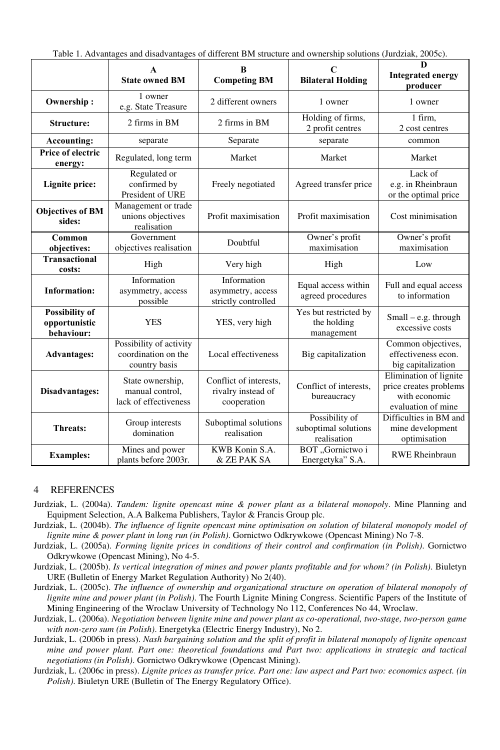Table 1. Advantages and disadvantages of different BM structure and ownership solutions (Jurdziak, 2005c).

| | A State owned BM | B Competing BM | C Bilateral Holding | D Integrated energy producer |
|---|---|---|---|---|
| **Ownership :** | 1 owner e.g. State Treasure | 2 different owners | 1 owner | 1 owner |
| **Structure:** | 2 firms in BM | 2 firms in BM | Holding of firms, 2 profit centres | 1 firm, 2 cost centres |
| **Accounting:** | separate | Separate | separate | common |
| **Price of electric energy:** | Regulated, long term | Market | Market | Market |
| **Lignite price:** | Regulated or confirmed by President of URE | Freely negotiated | Agreed transfer price | Lack of e.g. in Rheinbraun or the optimal price |
| **Objectives of BM sides:** | Management or trade unions objectives realisation | Profit maximisation | Profit maximisation | Cost minimisation |
| **Common objectives:** | Government objectives realisation | Doubtful | Owner's profit maximisation | Owner's profit maximisation |
| **Transactional costs:** | High | Very high | High | Low |
| **Information:** | Information asymmetry, access possible | Information asymmetry, access strictly controlled | Equal access within agreed procedures | Full and equal access to information |
| **Possibility of opportunistic behaviour:** | YES | YES, very high | Yes but restricted by the holding management | Small – e.g. through excessive costs |
| **Advantages:** | Possibility of activity coordination on the country basis | Local effectiveness | Big capitalization | Common objectives, effectiveness econ. big capitalization |
| **Disadvantages:** | State ownership, manual control, lack of effectiveness | Conflict of interests, rivalry instead of cooperation | Conflict of interests, bureaucracy | Elimination of lignite price creates problems with economic evaluation of mine |
| **Threats:** | Group interests domination | Suboptimal solutions realisation | Possibility of suboptimal solutions realisation | Difficulties in BM and mine development optimisation |
| **Examples:** | Mines and power plants before 2003r. | KWB Konin S.A. & ZE PAK SA | BOT „Gornictwo i Energetyka" S.A. | RWE Rheinbraun |

## 4 REFERENCES

Jurdziak, L. (2004a). *Tandem: lignite opencast mine & power plant as a bilateral monopoly*. Mine Planning and Equipment Selection, A.A Balkema Publishers, Taylor & Francis Group plc.

Jurdziak, L. (2004b). *The influence of lignite opencast mine optimisation on solution of bilateral monopoly model of lignite mine & power plant in long run (in Polish)*. Gornictwo Odkrywkowe (Opencast Mining) No 7-8.

Jurdziak, L. (2005a). *Forming lignite prices in conditions of their control and confirmation (in Polish)*. Gornictwo Odkrywkowe (Opencast Mining), No 4-5.

Jurdziak, L. (2005b). *Is vertical integration of mines and power plants profitable and for whom? (in Polish)*. Biuletyn URE (Bulletin of Energy Market Regulation Authority) No 2(40).

Jurdziak, L. (2005c). *The influence of ownership and organizational structure on operation of bilateral monopoly of lignite mine and power plant (in Polish)*. The Fourth Lignite Mining Congress. Scientific Papers of the Institute of Mining Engineering of the Wroclaw University of Technology No 112, Conferences No 44, Wroclaw.

Jurdziak, L. (2006a). *Negotiation between lignite mine and power plant as co-operational, two-stage, two-person game with non-zero sum (in Polish)*. Energetyka (Electric Energy Industry), No 2.

Jurdziak, L. (2006b in press). *Nash bargaining solution and the split of profit in bilateral monopoly of lignite opencast mine and power plant. Part one: theoretical foundations and Part two: applications in strategic and tactical negotiations (in Polish)*. Gornictwo Odkrywkowe (Opencast Mining).

Jurdziak, L. (2006c in press). *Lignite prices as transfer price. Part one: law aspect and Part two: economics aspect. (in Polish)*. Biuletyn URE (Bulletin of The Energy Regulatory Office).